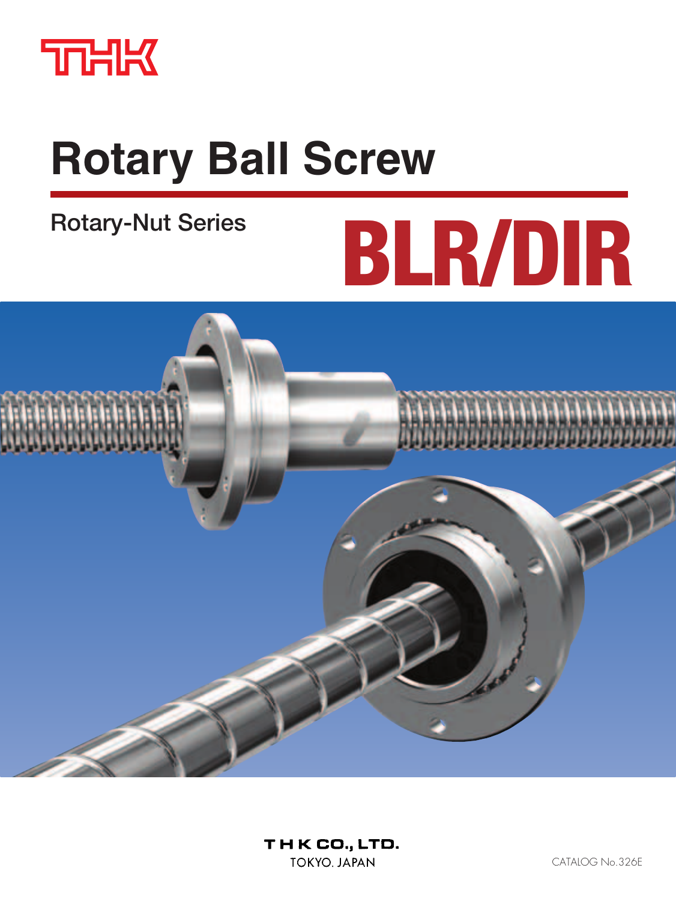THK

# Rotary Ball Screw

## Rotary-Nut Series

# BLR/DIR

THK CO., LTD.
TOKYO. JAPAN

CATALOG No.326E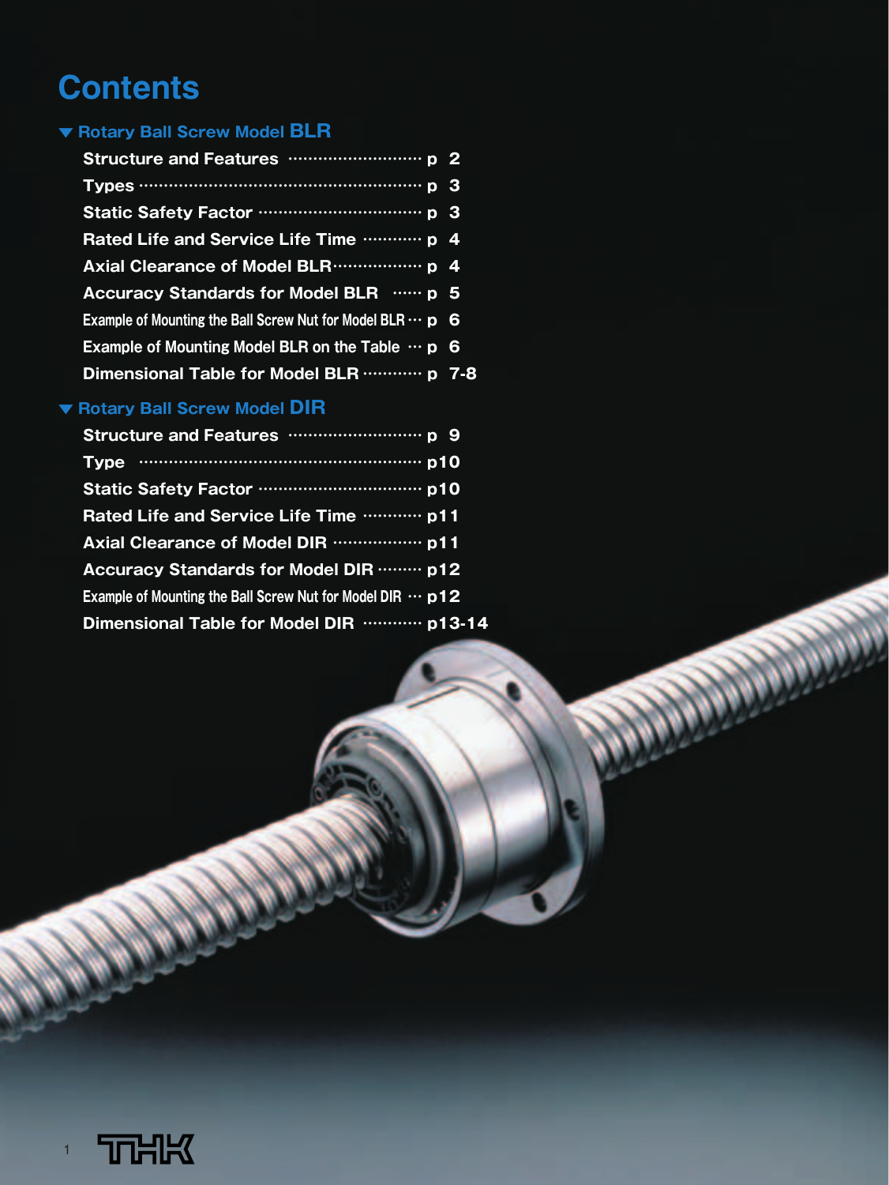# Contents

## ▼ Rotary Ball Screw Model BLR

- Structure and Features ............................ p 2
- Types ............................ p 3
- Static Safety Factor ............................ p 3
- Rated Life and Service Life Time ............................ p 4
- Axial Clearance of Model BLR ............................ p 4
- Accuracy Standards for Model BLR ............................ p 5
- Example of Mounting the Ball Screw Nut for Model BLR ... p 6
- Example of Mounting Model BLR on the Table ... p 6
- Dimensional Table for Model BLR ............................ p 7-8

## ▼ Rotary Ball Screw Model DIR

- Structure and Features ............................ p 9
- Type ............................ p10
- Static Safety Factor ............................ p10
- Rated Life and Service Life Time ............................ p11
- Axial Clearance of Model DIR ............................ p11
- Accuracy Standards for Model DIR ............................ p12
- Example of Mounting the Ball Screw Nut for Model DIR ... p12
- Dimensional Table for Model DIR ............................ p13-14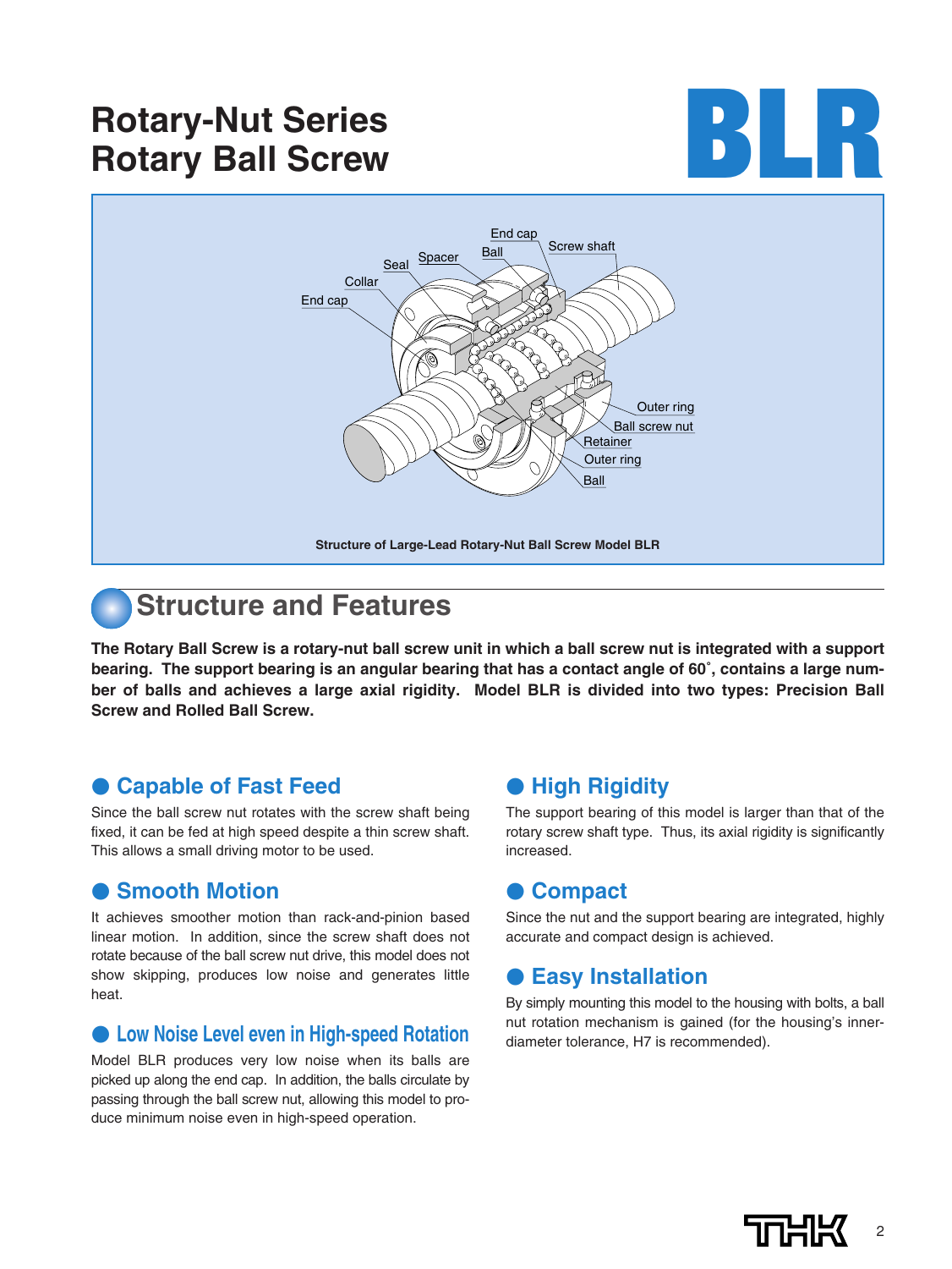# Rotary-Nut Series
# Rotary Ball Screw

# BLR

End cap, Screw shaft, Ball, Spacer, Seal, Collar, End cap, Outer ring, Ball screw nut, Retainer, Outer ring, Ball

Structure of Large-Lead Rotary-Nut Ball Screw Model BLR

## Structure and Features

**The Rotary Ball Screw is a rotary-nut ball screw unit in which a ball screw nut is integrated with a support bearing. The support bearing is an angular bearing that has a contact angle of 60˚, contains a large number of balls and achieves a large axial rigidity. Model BLR is divided into two types: Precision Ball Screw and Rolled Ball Screw.**

### ● Capable of Fast Feed

Since the ball screw nut rotates with the screw shaft being fixed, it can be fed at high speed despite a thin screw shaft. This allows a small driving motor to be used.

### ● Smooth Motion

It achieves smoother motion than rack-and-pinion based linear motion. In addition, since the screw shaft does not rotate because of the ball screw nut drive, this model does not show skipping, produces low noise and generates little heat.

### ● Low Noise Level even in High-speed Rotation

Model BLR produces very low noise when its balls are picked up along the end cap. In addition, the balls circulate by passing through the ball screw nut, allowing this model to produce minimum noise even in high-speed operation.

### ● High Rigidity

The support bearing of this model is larger than that of the rotary screw shaft type. Thus, its axial rigidity is significantly increased.

### ● Compact

Since the nut and the support bearing are integrated, highly accurate and compact design is achieved.

### ● Easy Installation

By simply mounting this model to the housing with bolts, a ball nut rotation mechanism is gained (for the housing's inner-diameter tolerance, H7 is recommended).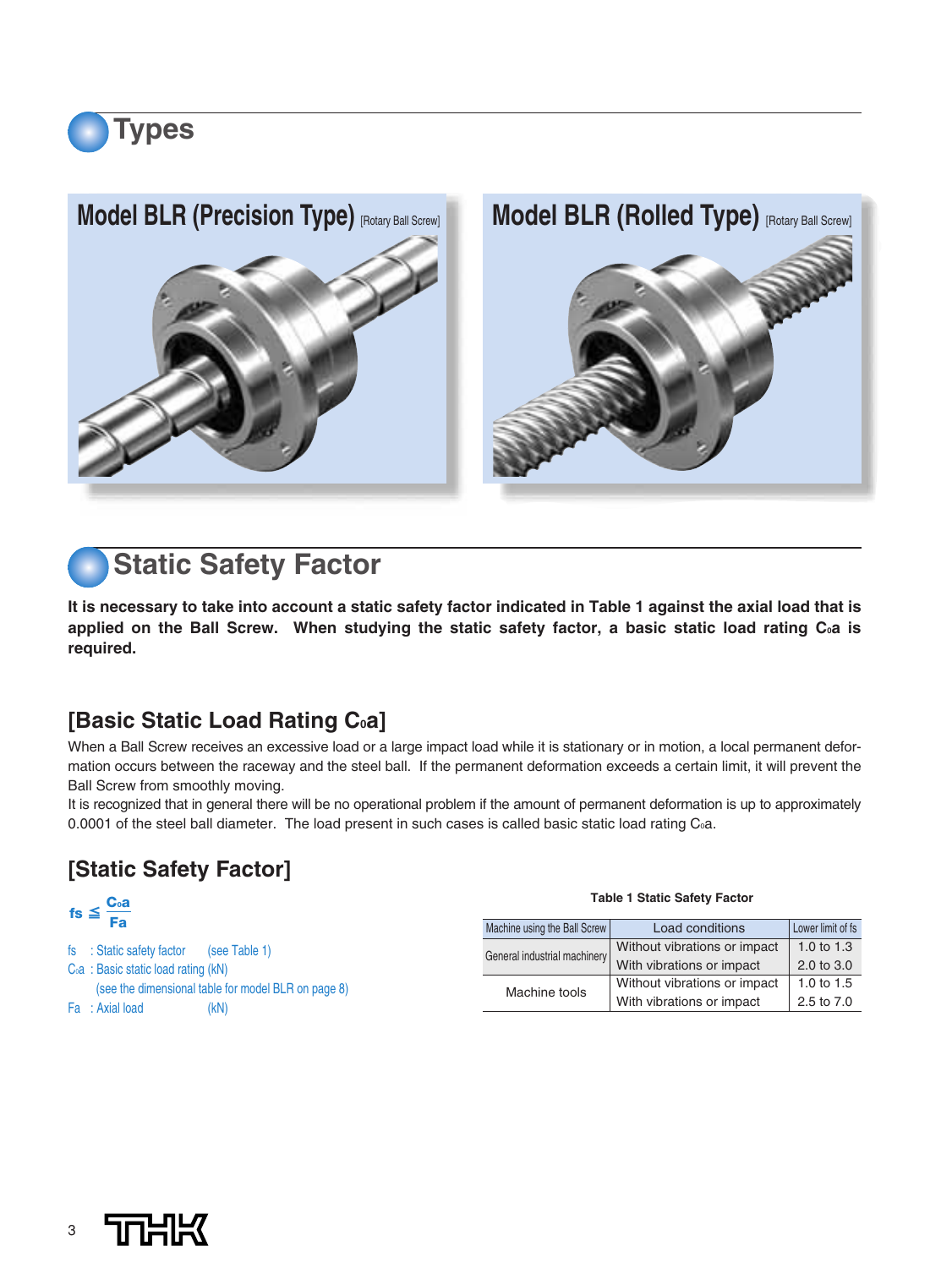# Types

## Model BLR (Precision Type) [Rotary Ball Screw]

## Model BLR (Rolled Type) [Rotary Ball Screw]

# Static Safety Factor

**It is necessary to take into account a static safety factor indicated in Table 1 against the axial load that is applied on the Ball Screw. When studying the static safety factor, a basic static load rating $C_0a$ is required.**

## [Basic Static Load Rating $C_0a$]

When a Ball Screw receives an excessive load or a large impact load while it is stationary or in motion, a local permanent deformation occurs between the raceway and the steel ball. If the permanent deformation exceeds a certain limit, it will prevent the Ball Screw from smoothly moving.

It is recognized that in general there will be no operational problem if the amount of permanent deformation is up to approximately 0.0001 of the steel ball diameter. The load present in such cases is called basic static load rating $C_0a$.

## [Static Safety Factor]

$$f_S \leqq \frac{C_0a}{Fa}$$

$f_S$ : Static safety factor (see Table 1)

$C_0a$ : Basic static load rating (kN) (see the dimensional table for model BLR on page 8)

$Fa$ : Axial load (kN)

**Table 1 Static Safety Factor**

| Machine using the Ball Screw | Load conditions | Lower limit of fs |
|---|---|---|
| General industrial machinery | Without vibrations or impact | 1.0 to 1.3 |
| | With vibrations or impact | 2.0 to 3.0 |
| Machine tools | Without vibrations or impact | 1.0 to 1.5 |
| | With vibrations or impact | 2.5 to 7.0 |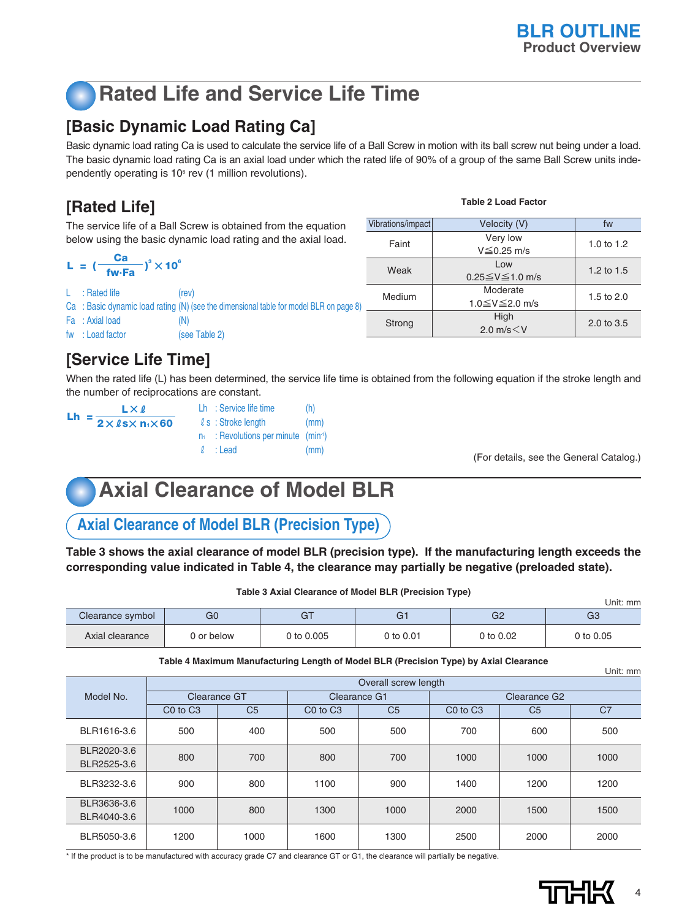# Rated Life and Service Life Time

## [Basic Dynamic Load Rating Ca]

Basic dynamic load rating Ca is used to calculate the service life of a Ball Screw in motion with its ball screw nut being under a load. The basic dynamic load rating Ca is an axial load under which the rated life of 90% of a group of the same Ball Screw units independently operating is $10^6$ rev (1 million revolutions).

## [Rated Life]

The service life of a Ball Screw is obtained from the equation below using the basic dynamic load rating and the axial load.

$$L = \left(\frac{Ca}{fw \cdot Fa}\right)^3 \times 10^6$$

L : Rated life (rev)
Ca : Basic dynamic load rating (N) (see the dimensional table for model BLR on page 8)
Fa : Axial load (N)
fw : Load factor (see Table 2)

**Table 2 Load Factor**

| Vibrations/impact | Velocity (V) | fw |
|---|---|---|
| Faint | Very low $V \leqq 0.25$ m/s | 1.0 to 1.2 |
| Weak | Low $0.25 \leqq V \leqq 1.0$ m/s | 1.2 to 1.5 |
| Medium | Moderate $1.0 \leqq V \leqq 2.0$ m/s | 1.5 to 2.0 |
| Strong | High 2.0 m/s$<$V | 2.0 to 3.5 |

## [Service Life Time]

When the rated life (L) has been determined, the service life time is obtained from the following equation if the stroke length and the number of reciprocations are constant.

$$Lh = \frac{L \times \ell}{2 \times \ell s \times n_1 \times 60}$$

Lh : Service life time (h)
$\ell s$ : Stroke length (mm)
$n_1$ : Revolutions per minute ($min^{-1}$)
$\ell$ : Lead (mm)

(For details, see the General Catalog.)

# Axial Clearance of Model BLR

## Axial Clearance of Model BLR (Precision Type)

**Table 3 shows the axial clearance of model BLR (precision type). If the manufacturing length exceeds the corresponding value indicated in Table 4, the clearance may partially be negative (preloaded state).**

**Table 3 Axial Clearance of Model BLR (Precision Type)**

Unit: mm

| Clearance symbol | G0 | GT | G1 | G2 | G3 |
|---|---|---|---|---|---|
| Axial clearance | 0 or below | 0 to 0.005 | 0 to 0.01 | 0 to 0.02 | 0 to 0.05 |

**Table 4 Maximum Manufacturing Length of Model BLR (Precision Type) by Axial Clearance**

Unit: mm

| Model No. | Overall screw length | | | | | | |
|---|---|---|---|---|---|---|---|
| | Clearance GT | | Clearance G1 | | Clearance G2 | | |
| | C0 to C3 | C5 | C0 to C3 | C5 | C0 to C3 | C5 | C7 |
| BLR1616-3.6 | 500 | 400 | 500 | 500 | 700 | 600 | 500 |
| BLR2020-3.6 BLR2525-3.6 | 800 | 700 | 800 | 700 | 1000 | 1000 | 1000 |
| BLR3232-3.6 | 900 | 800 | 1100 | 900 | 1400 | 1200 | 1200 |
| BLR3636-3.6 BLR4040-3.6 | 1000 | 800 | 1300 | 1000 | 2000 | 1500 | 1500 |
| BLR5050-3.6 | 1200 | 1000 | 1600 | 1300 | 2500 | 2000 | 2000 |

* If the product is to be manufactured with accuracy grade C7 and clearance GT or G1, the clearance will partially be negative.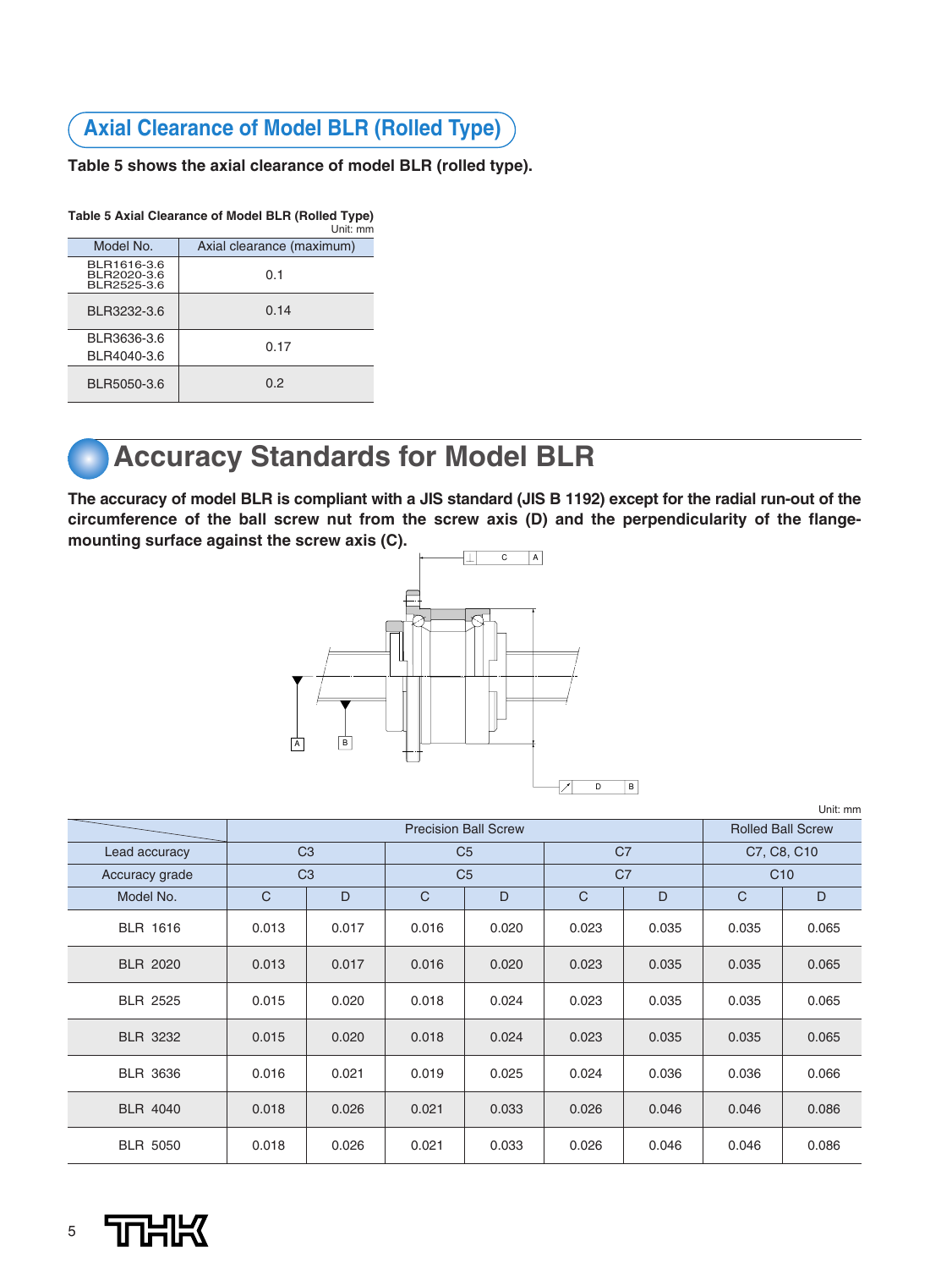## Axial Clearance of Model BLR (Rolled Type)

**Table 5 shows the axial clearance of model BLR (rolled type).**

**Table 5 Axial Clearance of Model BLR (Rolled Type)**

Unit: mm

| Model No. | Axial clearance (maximum) |
|---|---|
| BLR1616-3.6<br>BLR2020-3.6<br>BLR2525-3.6 | 0.1 |
| BLR3232-3.6 | 0.14 |
| BLR3636-3.6<br>BLR4040-3.6 | 0.17 |
| BLR5050-3.6 | 0.2 |

# Accuracy Standards for Model BLR

**The accuracy of model BLR is compliant with a JIS standard (JIS B 1192) except for the radial run-out of the circumference of the ball screw nut from the screw axis (D) and the perpendicularity of the flange-mounting surface against the screw axis (C).**

Unit: mm

| | Precision Ball Screw | | | | | | Rolled Ball Screw | |
|---|---|---|---|---|---|---|---|---|
| Lead accuracy | C3 | | C5 | | C7 | | C7, C8, C10 | |
| Accuracy grade | C3 | | C5 | | C7 | | C10 | |
| Model No. | C | D | C | D | C | D | C | D |
| BLR 1616 | 0.013 | 0.017 | 0.016 | 0.020 | 0.023 | 0.035 | 0.035 | 0.065 |
| BLR 2020 | 0.013 | 0.017 | 0.016 | 0.020 | 0.023 | 0.035 | 0.035 | 0.065 |
| BLR 2525 | 0.015 | 0.020 | 0.018 | 0.024 | 0.023 | 0.035 | 0.035 | 0.065 |
| BLR 3232 | 0.015 | 0.020 | 0.018 | 0.024 | 0.023 | 0.035 | 0.035 | 0.065 |
| BLR 3636 | 0.016 | 0.021 | 0.019 | 0.025 | 0.024 | 0.036 | 0.036 | 0.066 |
| BLR 4040 | 0.018 | 0.026 | 0.021 | 0.033 | 0.026 | 0.046 | 0.046 | 0.086 |
| BLR 5050 | 0.018 | 0.026 | 0.021 | 0.033 | 0.026 | 0.046 | 0.046 | 0.086 |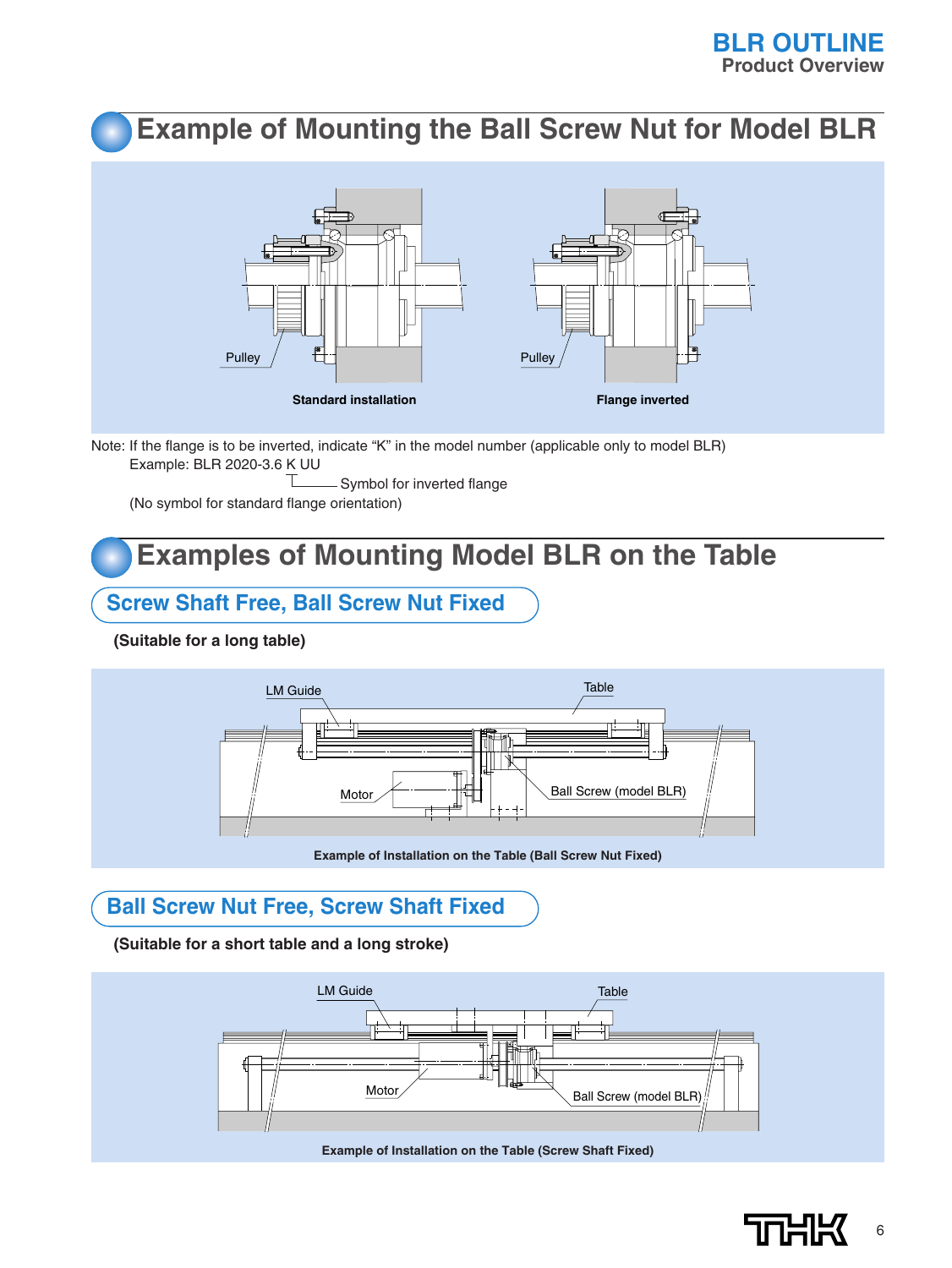# Example of Mounting the Ball Screw Nut for Model BLR

Pulley

Standard installation

Pulley

Flange inverted

Note: If the flange is to be inverted, indicate "K" in the model number (applicable only to model BLR)

Example: BLR 2020-3.6 K UU

└── Symbol for inverted flange

(No symbol for standard flange orientation)

# Examples of Mounting Model BLR on the Table

## Screw Shaft Free, Ball Screw Nut Fixed

**(Suitable for a long table)**

LM Guide

Table

Motor

Ball Screw (model BLR)

**Example of Installation on the Table (Ball Screw Nut Fixed)**

## Ball Screw Nut Free, Screw Shaft Fixed

**(Suitable for a short table and a long stroke)**

LM Guide

Table

Motor

Ball Screw (model BLR)

**Example of Installation on the Table (Screw Shaft Fixed)**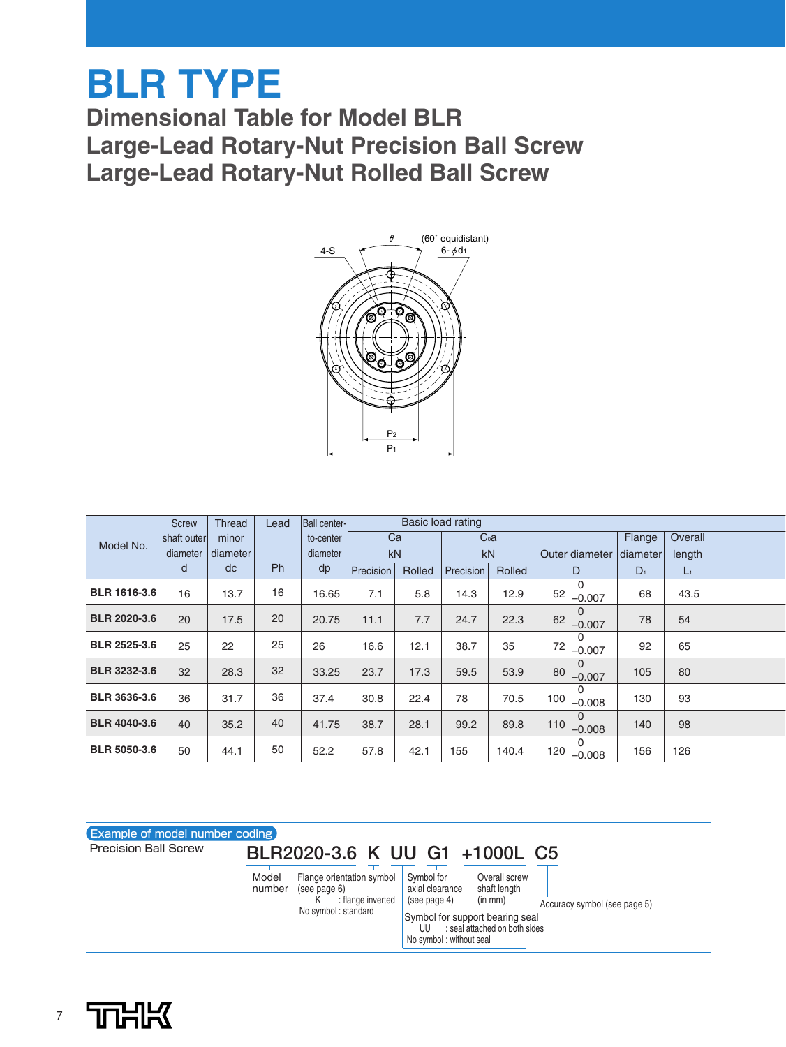# BLR TYPE

## Dimensional Table for Model BLR
## Large-Lead Rotary-Nut Precision Ball Screw
## Large-Lead Rotary-Nut Rolled Ball Screw

θ (60° equidistant)
4-S
6-φd1
P2
P1

| Model No. | Screw shaft outer diameter | Thread minor diameter | Lead | Ball center-to-center diameter | Basic load rating | | | | | | |
|---|---|---|---|---|---|---|---|---|---|---|---|
| | | | | | Ca kN | | C0a kN | | Outer diameter | Flange diameter | Overall length |
| | d | dc | Ph | dp | Precision | Rolled | Precision | Rolled | D | $D_1$ | $L_1$ |
| **BLR 1616-3.6** | 16 | 13.7 | 16 | 16.65 | 7.1 | 5.8 | 14.3 | 12.9 | $52\ ^{0}_{-0.007}$ | 68 | 43.5 |
| **BLR 2020-3.6** | 20 | 17.5 | 20 | 20.75 | 11.1 | 7.7 | 24.7 | 22.3 | $62\ ^{0}_{-0.007}$ | 78 | 54 |
| **BLR 2525-3.6** | 25 | 22 | 25 | 26 | 16.6 | 12.1 | 38.7 | 35 | $72\ ^{0}_{-0.007}$ | 92 | 65 |
| **BLR 3232-3.6** | 32 | 28.3 | 32 | 33.25 | 23.7 | 17.3 | 59.5 | 53.9 | $80\ ^{0}_{-0.007}$ | 105 | 80 |
| **BLR 3636-3.6** | 36 | 31.7 | 36 | 37.4 | 30.8 | 22.4 | 78 | 70.5 | $100\ ^{0}_{-0.008}$ | 130 | 93 |
| **BLR 4040-3.6** | 40 | 35.2 | 40 | 41.75 | 38.7 | 28.1 | 99.2 | 89.8 | $110\ ^{0}_{-0.008}$ | 140 | 98 |
| **BLR 5050-3.6** | 50 | 44.1 | 50 | 52.2 | 57.8 | 42.1 | 155 | 140.4 | $120\ ^{0}_{-0.008}$ | 156 | 126 |

**Example of model number coding**

Precision Ball Screw

**BLR2020-3.6 K UU G1 +1000L C5**

- BLR2020-3.6 — Model number
- K — Flange orientation symbol (see page 6)
  - K : flange inverted
  - No symbol : standard
- UU — Symbol for support bearing seal
  - UU : seal attached on both sides
  - No symbol : without seal
- G1 — Symbol for axial clearance (see page 4)
- +1000L — Overall screw shaft length (in mm)
- C5 — Accuracy symbol (see page 5)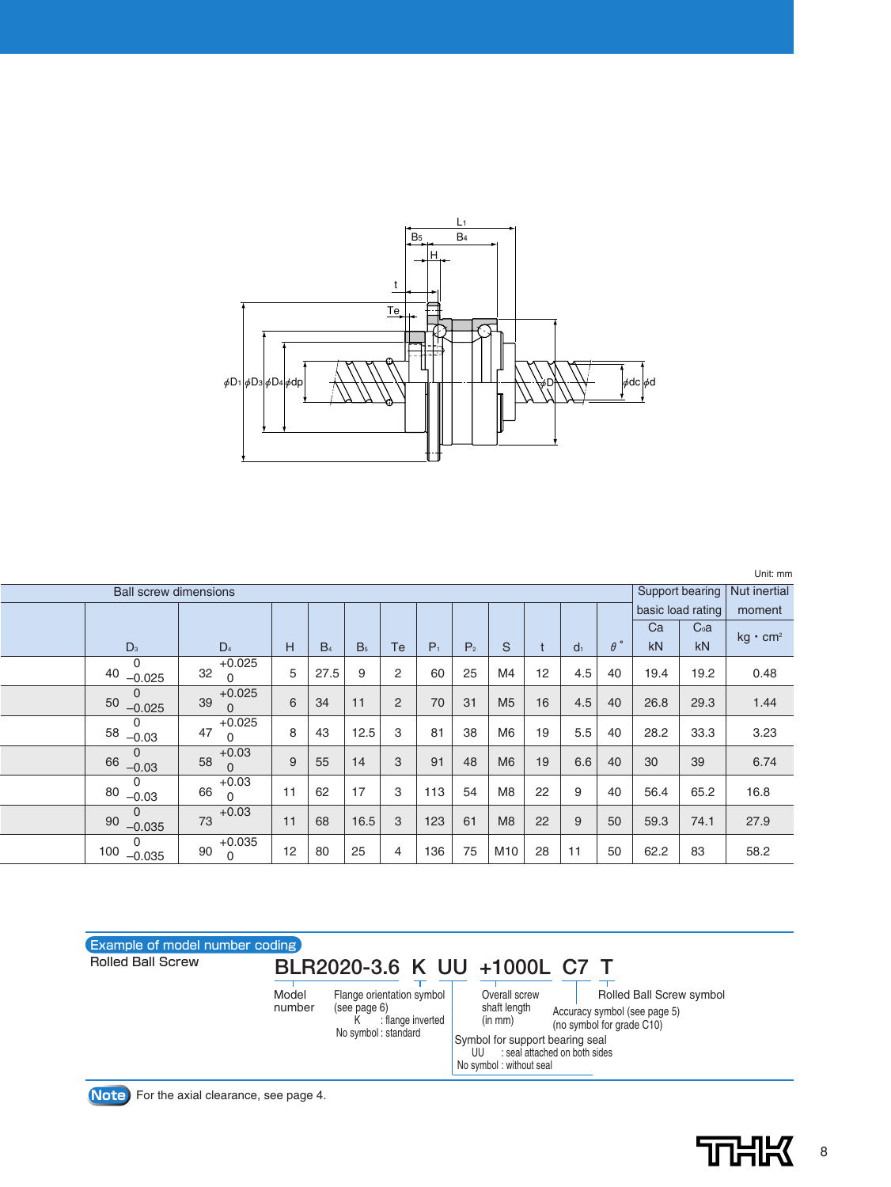Unit: mm

| Ball screw dimensions | | | | | | | | | | | | | Support bearing basic load rating | | Nut inertial moment |
|---|---|---|---|---|---|---|---|---|---|---|---|---|---|---|---|
| | $D_3$ | $D_4$ | H | $B_4$ | $B_5$ | Te | $P_1$ | $P_2$ | S | t | $d_1$ | $\theta°$ | Ca kN | $C_0a$ kN | kg・cm² |
| | 40 $^{0}_{-0.025}$ | 32 $^{+0.025}_{0}$ | 5 | 27.5 | 9 | 2 | 60 | 25 | M4 | 12 | 4.5 | 40 | 19.4 | 19.2 | 0.48 |
| | 50 $^{0}_{-0.025}$ | 39 $^{+0.025}_{0}$ | 6 | 34 | 11 | 2 | 70 | 31 | M5 | 16 | 4.5 | 40 | 26.8 | 29.3 | 1.44 |
| | 58 $^{0}_{-0.03}$ | 47 $^{+0.025}_{0}$ | 8 | 43 | 12.5 | 3 | 81 | 38 | M6 | 19 | 5.5 | 40 | 28.2 | 33.3 | 3.23 |
| | 66 $^{0}_{-0.03}$ | 58 $^{+0.03}_{0}$ | 9 | 55 | 14 | 3 | 91 | 48 | M6 | 19 | 6.6 | 40 | 30 | 39 | 6.74 |
| | 80 $^{0}_{-0.03}$ | 66 $^{+0.03}_{0}$ | 11 | 62 | 17 | 3 | 113 | 54 | M8 | 22 | 9 | 40 | 56.4 | 65.2 | 16.8 |
| | 90 $^{0}_{-0.035}$ | 73 $^{+0.03}_{0}$ | 11 | 68 | 16.5 | 3 | 123 | 61 | M8 | 22 | 9 | 50 | 59.3 | 74.1 | 27.9 |
| | 100 $^{0}_{-0.035}$ | 90 $^{+0.035}_{0}$ | 12 | 80 | 25 | 4 | 136 | 75 | M10 | 28 | 11 | 50 | 62.2 | 83 | 58.2 |

**Example of model number coding**

Rolled Ball Screw

**BLR2020-3.6 K UU +1000L C7 T**

- BLR2020-3.6: Model number
- K: Flange orientation symbol (see page 6)
  - K : flange inverted
  - No symbol : standard
- UU: Symbol for support bearing seal
  - UU : seal attached on both sides
  - No symbol : without seal
- +1000L: Overall screw shaft length (in mm)
- C7: Accuracy symbol (see page 5) (no symbol for grade C10)
- T: Rolled Ball Screw symbol

**Note** For the axial clearance, see page 4.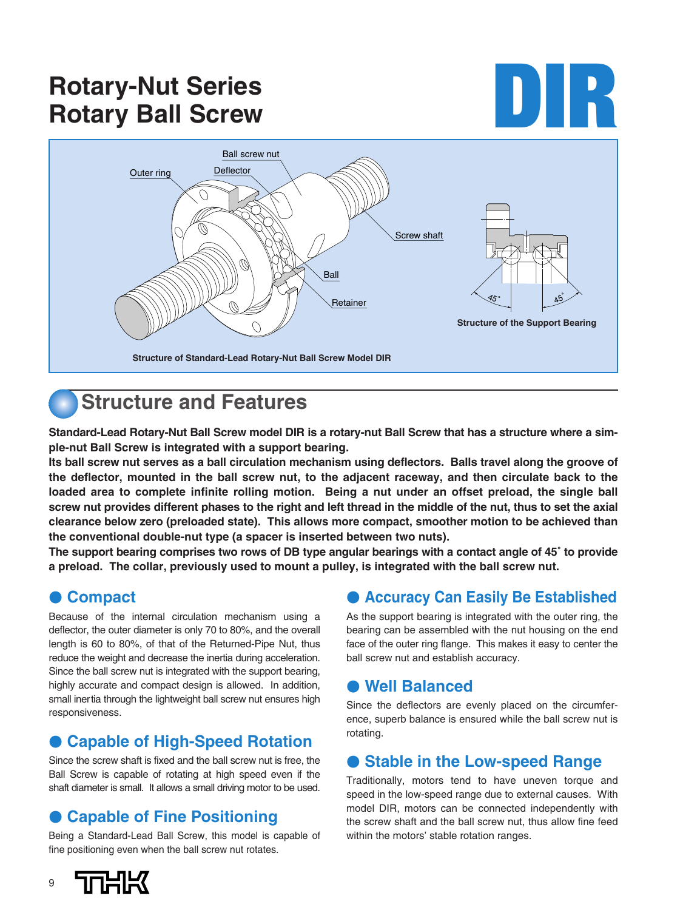# Rotary-Nut Series Rotary Ball Screw

# DIR

Ball screw nut

Outer ring

Deflector

Screw shaft

Ball

Retainer

45°

45°

Structure of the Support Bearing

Structure of Standard-Lead Rotary-Nut Ball Screw Model DIR

## Structure and Features

**Standard-Lead Rotary-Nut Ball Screw model DIR is a rotary-nut Ball Screw that has a structure where a simple-nut Ball Screw is integrated with a support bearing.**
**Its ball screw nut serves as a ball circulation mechanism using deflectors. Balls travel along the groove of the deflector, mounted in the ball screw nut, to the adjacent raceway, and then circulate back to the loaded area to complete infinite rolling motion. Being a nut under an offset preload, the single ball screw nut provides different phases to the right and left thread in the middle of the nut, thus to set the axial clearance below zero (preloaded state). This allows more compact, smoother motion to be achieved than the conventional double-nut type (a spacer is inserted between two nuts).**
**The support bearing comprises two rows of DB type angular bearings with a contact angle of 45° to provide a preload. The collar, previously used to mount a pulley, is integrated with the ball screw nut.**

### ● Compact

Because of the internal circulation mechanism using a deflector, the outer diameter is only 70 to 80%, and the overall length is 60 to 80%, of that of the Returned-Pipe Nut, thus reduce the weight and decrease the inertia during acceleration. Since the ball screw nut is integrated with the support bearing, highly accurate and compact design is allowed. In addition, small inertia through the lightweight ball screw nut ensures high responsiveness.

### ● Capable of High-Speed Rotation

Since the screw shaft is fixed and the ball screw nut is free, the Ball Screw is capable of rotating at high speed even if the shaft diameter is small. It allows a small driving motor to be used.

### ● Capable of Fine Positioning

Being a Standard-Lead Ball Screw, this model is capable of fine positioning even when the ball screw nut rotates.

### ● Accuracy Can Easily Be Established

As the support bearing is integrated with the outer ring, the bearing can be assembled with the nut housing on the end face of the outer ring flange. This makes it easy to center the ball screw nut and establish accuracy.

### ● Well Balanced

Since the deflectors are evenly placed on the circumference, superb balance is ensured while the ball screw nut is rotating.

### ● Stable in the Low-speed Range

Traditionally, motors tend to have uneven torque and speed in the low-speed range due to external causes. With model DIR, motors can be connected independently with the screw shaft and the ball screw nut, thus allow fine feed within the motors' stable rotation ranges.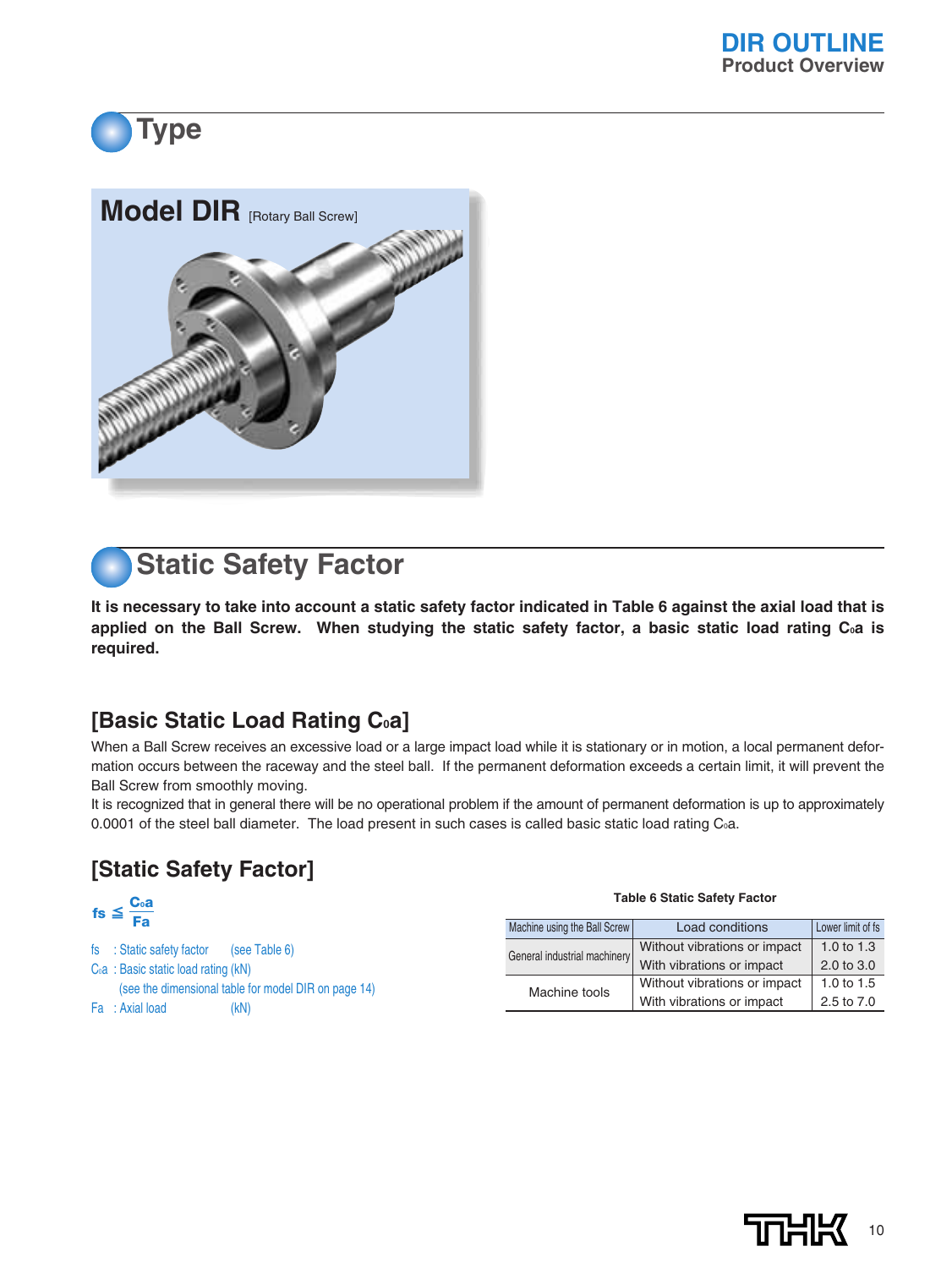## Type

### Model DIR [Rotary Ball Screw]

## Static Safety Factor

**It is necessary to take into account a static safety factor indicated in Table 6 against the axial load that is applied on the Ball Screw. When studying the static safety factor, a basic static load rating $C_0a$ is required.**

### [Basic Static Load Rating $C_0a$]

When a Ball Screw receives an excessive load or a large impact load while it is stationary or in motion, a local permanent deformation occurs between the raceway and the steel ball. If the permanent deformation exceeds a certain limit, it will prevent the Ball Screw from smoothly moving.
It is recognized that in general there will be no operational problem if the amount of permanent deformation is up to approximately 0.0001 of the steel ball diameter. The load present in such cases is called basic static load rating $C_0a$.

### [Static Safety Factor]

$$f_s \leqq \frac{C_0a}{Fa}$$

$f_s$ : Static safety factor (see Table 6)
$C_0a$ : Basic static load rating (kN)
(see the dimensional table for model DIR on page 14)
$Fa$ : Axial load (kN)

**Table 6 Static Safety Factor**

| Machine using the Ball Screw | Load conditions | Lower limit of fs |
|---|---|---|
| General industrial machinery | Without vibrations or impact | 1.0 to 1.3 |
| | With vibrations or impact | 2.0 to 3.0 |
| Machine tools | Without vibrations or impact | 1.0 to 1.5 |
| | With vibrations or impact | 2.5 to 7.0 |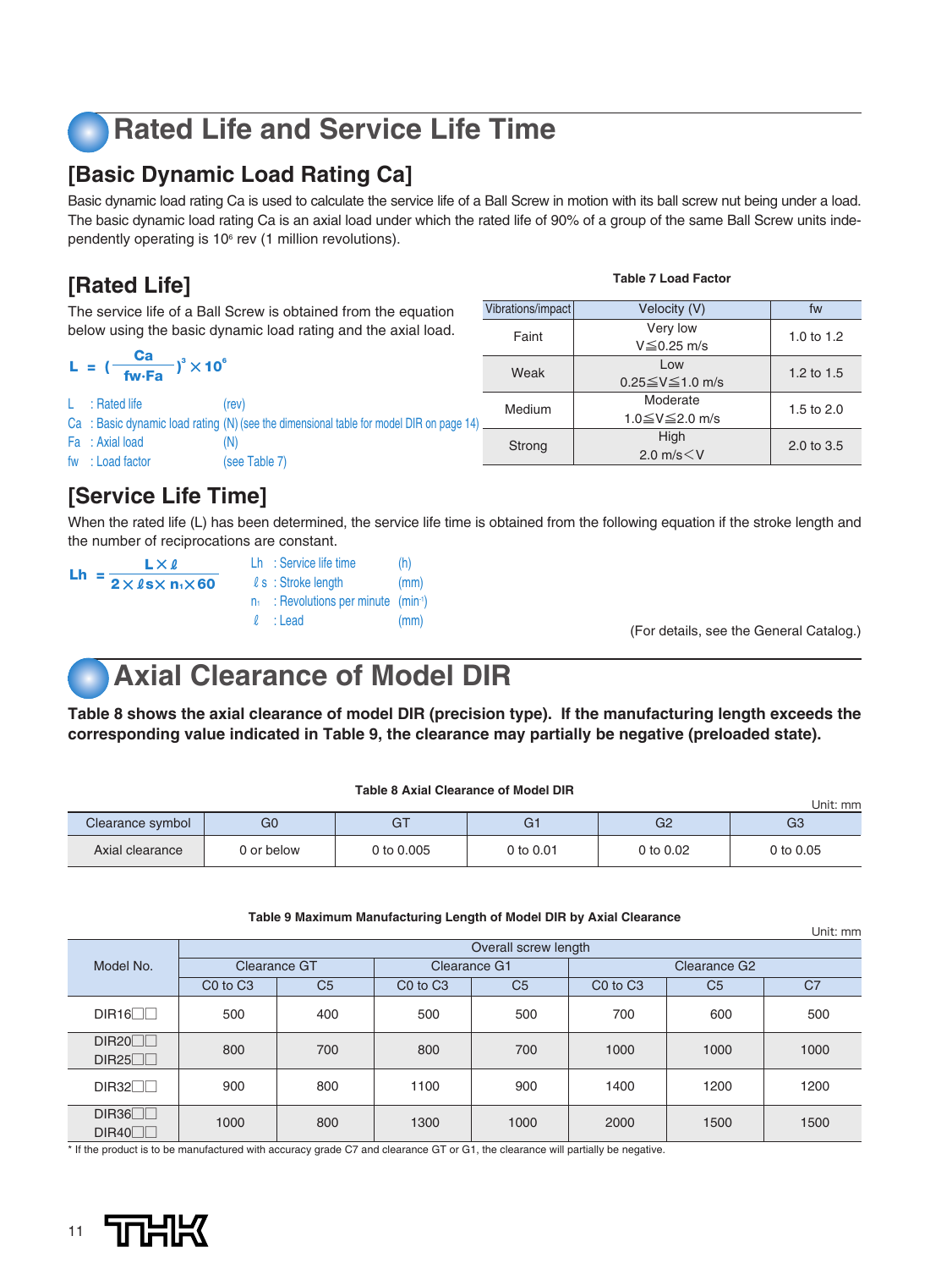# Rated Life and Service Life Time

## [Basic Dynamic Load Rating Ca]

Basic dynamic load rating Ca is used to calculate the service life of a Ball Screw in motion with its ball screw nut being under a load. The basic dynamic load rating Ca is an axial load under which the rated life of 90% of a group of the same Ball Screw units independently operating is $10^6$ rev (1 million revolutions).

## [Rated Life]

The service life of a Ball Screw is obtained from the equation below using the basic dynamic load rating and the axial load.

$$L = \left(\frac{Ca}{fw \cdot Fa}\right)^3 \times 10^6$$

L : Rated life (rev)
Ca : Basic dynamic load rating (N) (see the dimensional table for model DIR on page 14)
Fa : Axial load (N)
fw : Load factor (see Table 7)

**Table 7 Load Factor**

| Vibrations/impact | Velocity (V) | fw |
|---|---|---|
| Faint | Very low $V \leqq 0.25$ m/s | 1.0 to 1.2 |
| Weak | Low $0.25 \leqq V \leqq 1.0$ m/s | 1.2 to 1.5 |
| Medium | Moderate $1.0 \leqq V \leqq 2.0$ m/s | 1.5 to 2.0 |
| Strong | High $2.0$ m/s $< V$ | 2.0 to 3.5 |

## [Service Life Time]

When the rated life (L) has been determined, the service life time is obtained from the following equation if the stroke length and the number of reciprocations are constant.

$$L_h = \frac{L \times \ell}{2 \times \ell_s \times n_1 \times 60}$$

Lh : Service life time (h)
$\ell_s$ : Stroke length (mm)
$n_1$ : Revolutions per minute ($min^{-1}$)
$\ell$ : Lead (mm)

(For details, see the General Catalog.)

# Axial Clearance of Model DIR

**Table 8 shows the axial clearance of model DIR (precision type). If the manufacturing length exceeds the corresponding value indicated in Table 9, the clearance may partially be negative (preloaded state).**

**Table 8 Axial Clearance of Model DIR**

Unit: mm

| Clearance symbol | G0 | GT | G1 | G2 | G3 |
|---|---|---|---|---|---|
| Axial clearance | 0 or below | 0 to 0.005 | 0 to 0.01 | 0 to 0.02 | 0 to 0.05 |

**Table 9 Maximum Manufacturing Length of Model DIR by Axial Clearance**

Unit: mm

| Model No. | Overall screw length | | | | | | |
|---|---|---|---|---|---|---|---|
| | Clearance GT | | Clearance G1 | | Clearance G2 | | |
| | C0 to C3 | C5 | C0 to C3 | C5 | C0 to C3 | C5 | C7 |
| DIR16□□ | 500 | 400 | 500 | 500 | 700 | 600 | 500 |
| DIR20□□ DIR25□□ | 800 | 700 | 800 | 700 | 1000 | 1000 | 1000 |
| DIR32□□ | 900 | 800 | 1100 | 900 | 1400 | 1200 | 1200 |
| DIR36□□ DIR40□□ | 1000 | 800 | 1300 | 1000 | 2000 | 1500 | 1500 |

* If the product is to be manufactured with accuracy grade C7 and clearance GT or G1, the clearance will partially be negative.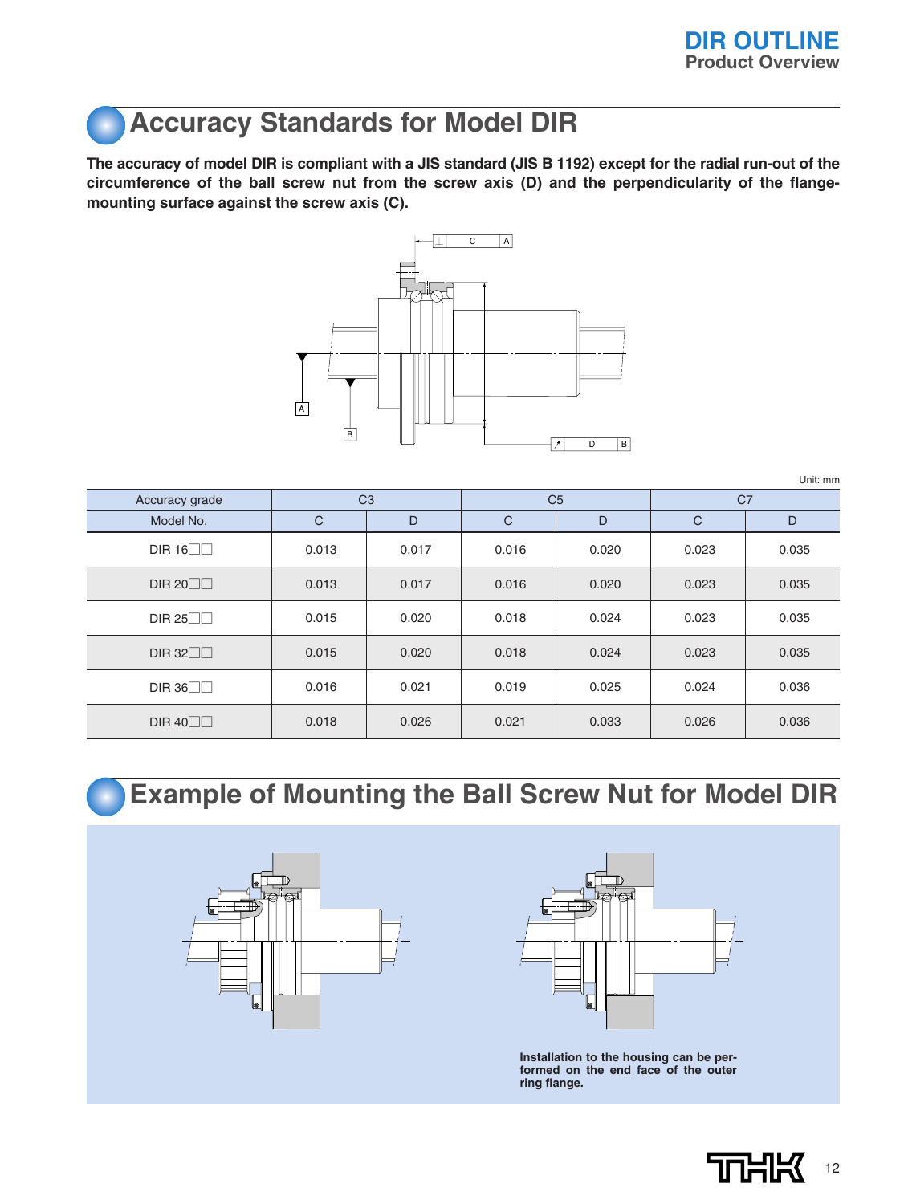## Accuracy Standards for Model DIR

**The accuracy of model DIR is compliant with a JIS standard (JIS B 1192) except for the radial run-out of the circumference of the ball screw nut from the screw axis (D) and the perpendicularity of the flange-mounting surface against the screw axis (C).**

Unit: mm

| Accuracy grade | C3 | | C5 | | C7 | |
|---|---|---|---|---|---|---|
| Model No. | C | D | C | D | C | D |
| DIR 16□□ | 0.013 | 0.017 | 0.016 | 0.020 | 0.023 | 0.035 |
| DIR 20□□ | 0.013 | 0.017 | 0.016 | 0.020 | 0.023 | 0.035 |
| DIR 25□□ | 0.015 | 0.020 | 0.018 | 0.024 | 0.023 | 0.035 |
| DIR 32□□ | 0.015 | 0.020 | 0.018 | 0.024 | 0.023 | 0.035 |
| DIR 36□□ | 0.016 | 0.021 | 0.019 | 0.025 | 0.024 | 0.036 |
| DIR 40□□ | 0.018 | 0.026 | 0.021 | 0.033 | 0.026 | 0.036 |

## Example of Mounting the Ball Screw Nut for Model DIR

**Installation to the housing can be performed on the end face of the outer ring flange.**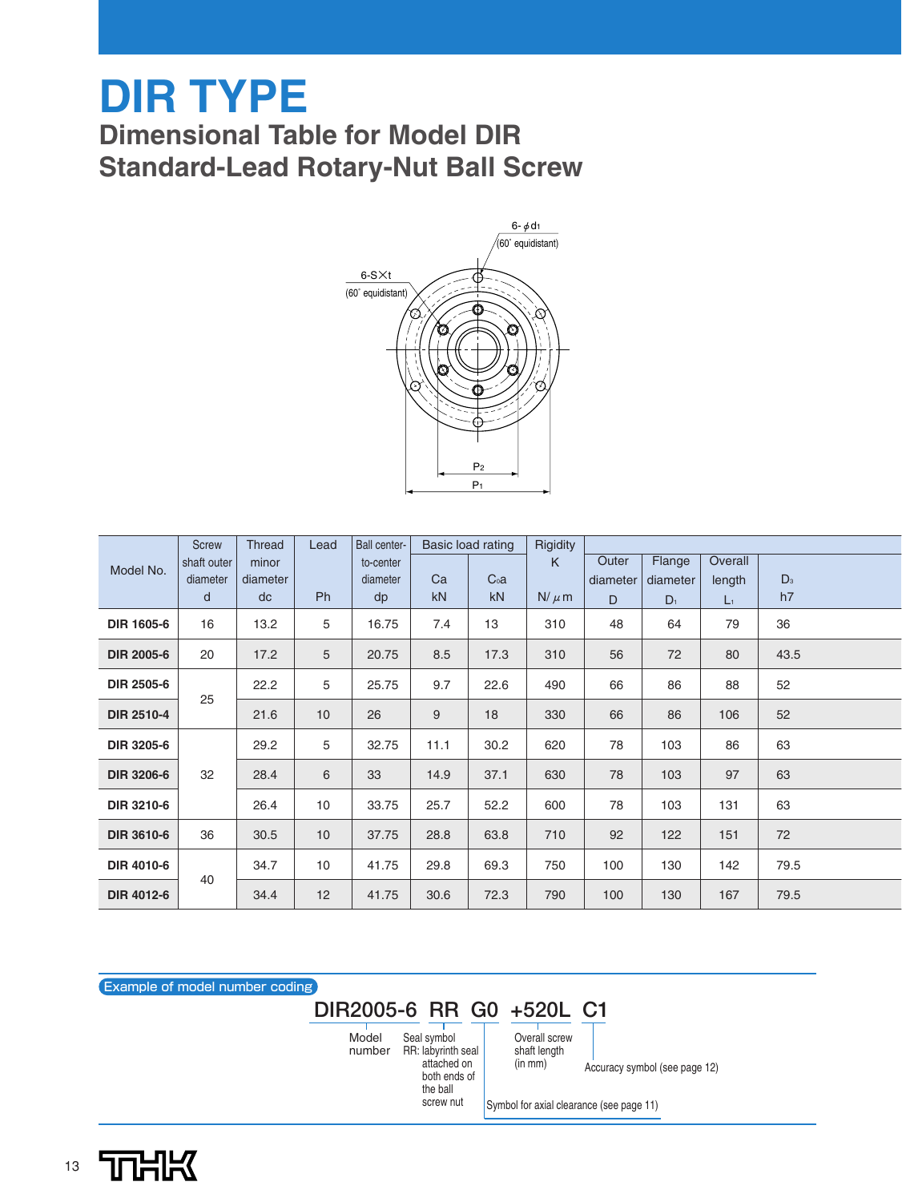# DIR TYPE

## Dimensional Table for Model DIR Standard-Lead Rotary-Nut Ball Screw

6-$\phi$d1 (60° equidistant)

6-S×t (60° equidistant)

P2

P1

| Model No. | Screw shaft outer diameter d | Thread minor diameter dc | Lead Ph | Ball center-to-center diameter dp | Basic load rating Ca kN | Basic load rating $C_0a$ kN | Rigidity K N/μm | Outer diameter D | Flange diameter $D_1$ | Overall length $L_1$ | $D_3$ h7 |
|---|---|---|---|---|---|---|---|---|---|---|---|
| **DIR 1605-6** | 16 | 13.2 | 5 | 16.75 | 7.4 | 13 | 310 | 48 | 64 | 79 | 36 |
| **DIR 2005-6** | 20 | 17.2 | 5 | 20.75 | 8.5 | 17.3 | 310 | 56 | 72 | 80 | 43.5 |
| **DIR 2505-6** | 25 | 22.2 | 5 | 25.75 | 9.7 | 22.6 | 490 | 66 | 86 | 88 | 52 |
| **DIR 2510-4** | | 21.6 | 10 | 26 | 9 | 18 | 330 | 66 | 86 | 106 | 52 |
| **DIR 3205-6** | 32 | 29.2 | 5 | 32.75 | 11.1 | 30.2 | 620 | 78 | 103 | 86 | 63 |
| **DIR 3206-6** | | 28.4 | 6 | 33 | 14.9 | 37.1 | 630 | 78 | 103 | 97 | 63 |
| **DIR 3210-6** | | 26.4 | 10 | 33.75 | 25.7 | 52.2 | 600 | 78 | 103 | 131 | 63 |
| **DIR 3610-6** | 36 | 30.5 | 10 | 37.75 | 28.8 | 63.8 | 710 | 92 | 122 | 151 | 72 |
| **DIR 4010-6** | 40 | 34.7 | 10 | 41.75 | 29.8 | 69.3 | 750 | 100 | 130 | 142 | 79.5 |
| **DIR 4012-6** | | 34.4 | 12 | 41.75 | 30.6 | 72.3 | 790 | 100 | 130 | 167 | 79.5 |

### Example of model number coding

**DIR2005-6 RR G0 +520L C1**

- DIR2005-6: Model number
- RR: Seal symbol — RR: labyrinth seal attached on both ends of the ball screw nut
- G0: Symbol for axial clearance (see page 11)
- +520L: Overall screw shaft length (in mm)
- C1: Accuracy symbol (see page 12)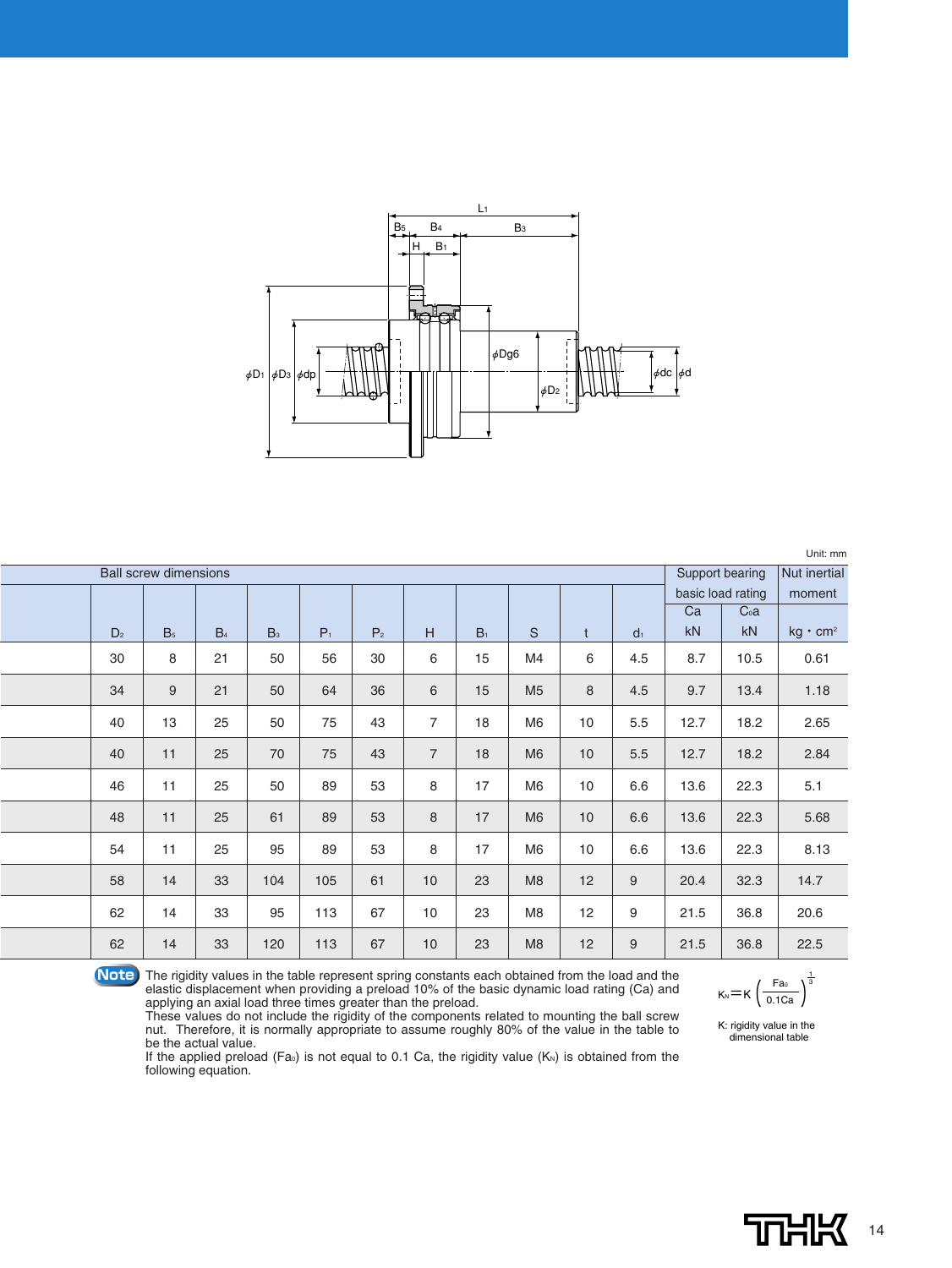Unit: mm

| Ball screw dimensions | | | | | | | | | | | | Support bearing basic load rating | | Nut inertial moment |
|---|---|---|---|---|---|---|---|---|---|---|---|---|---|---|
| | $D_2$ | $B_5$ | $B_4$ | $B_3$ | $P_1$ | $P_2$ | H | $B_1$ | S | t | $d_1$ | Ca kN | $C_0a$ kN | kg・cm² |
| | 30 | 8 | 21 | 50 | 56 | 30 | 6 | 15 | M4 | 6 | 4.5 | 8.7 | 10.5 | 0.61 |
| | 34 | 9 | 21 | 50 | 64 | 36 | 6 | 15 | M5 | 8 | 4.5 | 9.7 | 13.4 | 1.18 |
| | 40 | 13 | 25 | 50 | 75 | 43 | 7 | 18 | M6 | 10 | 5.5 | 12.7 | 18.2 | 2.65 |
| | 40 | 11 | 25 | 70 | 75 | 43 | 7 | 18 | M6 | 10 | 5.5 | 12.7 | 18.2 | 2.84 |
| | 46 | 11 | 25 | 50 | 89 | 53 | 8 | 17 | M6 | 10 | 6.6 | 13.6 | 22.3 | 5.1 |
| | 48 | 11 | 25 | 61 | 89 | 53 | 8 | 17 | M6 | 10 | 6.6 | 13.6 | 22.3 | 5.68 |
| | 54 | 11 | 25 | 95 | 89 | 53 | 8 | 17 | M6 | 10 | 6.6 | 13.6 | 22.3 | 8.13 |
| | 58 | 14 | 33 | 104 | 105 | 61 | 10 | 23 | M8 | 12 | 9 | 20.4 | 32.3 | 14.7 |
| | 62 | 14 | 33 | 95 | 113 | 67 | 10 | 23 | M8 | 12 | 9 | 21.5 | 36.8 | 20.6 |
| | 62 | 14 | 33 | 120 | 113 | 67 | 10 | 23 | M8 | 12 | 9 | 21.5 | 36.8 | 22.5 |

**Note** The rigidity values in the table represent spring constants each obtained from the load and the elastic displacement when providing a preload 10% of the basic dynamic load rating (Ca) and applying an axial load three times greater than the preload.
These values do not include the rigidity of the components related to mounting the ball screw nut. Therefore, it is normally appropriate to assume roughly 80% of the value in the table to be the actual value.
If the applied preload ($Fa_0$) is not equal to 0.1 Ca, the rigidity value ($K_N$) is obtained from the following equation.

$$K_N = K\left(\frac{Fa_0}{0.1Ca}\right)^{\frac{1}{3}}$$

K: rigidity value in the dimensional table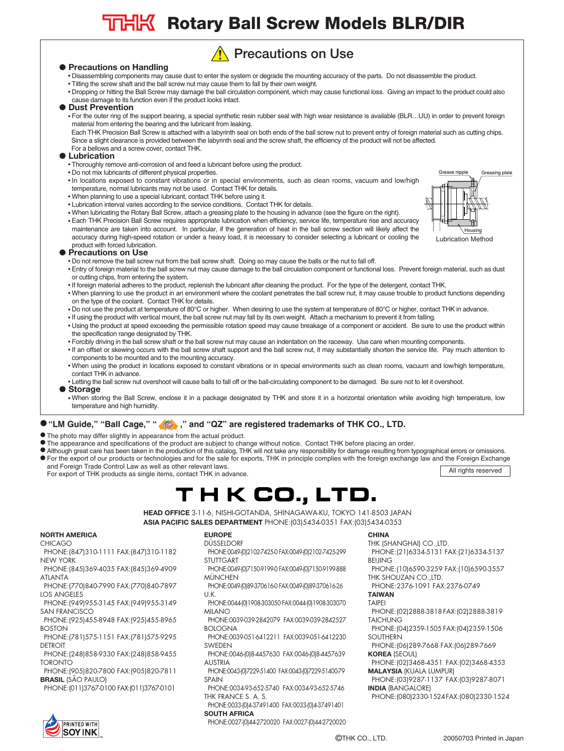# THK Rotary Ball Screw Models BLR/DIR

## Precautions on Use

### Precautions on Handling

- Disassembling components may cause dust to enter the system or degrade the mounting accuracy of the parts. Do not disassemble the product.
- Tilting the screw shaft and the ball screw nut may cause them to fall by their own weight.
- Dropping or hitting the Ball Screw may damage the ball circulation component, which may cause functional loss. Giving an impact to the product could also cause damage to its function even if the product looks intact.

### Dust Prevention

- For the outer ring of the support bearing, a special synthetic resin rubber seal with high wear resistance is available (BLR…UU) in order to prevent foreign material from entering the bearing and the lubricant from leaking.
  Each THK Precision Ball Screw is attached with a labyrinth seal on both ends of the ball screw nut to prevent entry of foreign material such as cutting chips. Since a slight clearance is provided between the labyrinth seal and the screw shaft, the efficiency of the product will not be affected.
  For a bellows and a screw cover, contact THK.

### Lubrication

- Thoroughly remove anti-corrosion oil and feed a lubricant before using the product.
- Do not mix lubricants of different physical properties.
- In locations exposed to constant vibrations or in special environments, such as clean rooms, vacuum and low/high temperature, normal lubricants may not be used. Contact THK for details.
- When planning to use a special lubricant, contact THK before using it.
- Lubrication interval varies according to the service conditions. Contact THK for details.
- When lubricating the Rotary Ball Screw, attach a greasing plate to the housing in advance (see the figure on the right).
- Each THK Precision Ball Screw requires appropriate lubrication when efficiency, service life, temperature rise and accuracy maintenance are taken into account. In particular, if the generation of heat in the ball screw section will likely affect the accuracy during high-speed rotation or under a heavy load, it is necessary to consider selecting a lubricant or cooling the product with forced lubrication.

Grease nipple
Greasing plate
Housing

Lubrication Method

### Precautions on Use

- Do not remove the ball screw nut from the ball screw shaft. Doing so may cause the balls or the nut to fall off.
- Entry of foreign material to the ball screw nut may cause damage to the ball circulation component or functional loss. Prevent foreign material, such as dust or cutting chips, from entering the system.
- If foreign material adheres to the product, replenish the lubricant after cleaning the product. For the type of the detergent, contact THK.
- When planning to use the product in an environment where the coolant penetrates the ball screw nut, it may cause trouble to product functions depending on the type of the coolant. Contact THK for details.
- Do not use the product at temperature of 80°C or higher. When desiring to use the system at temperature of 80°C or higher, contact THK in advance.
- If using the product with vertical mount, the ball screw nut may fall by its own weight. Attach a mechanism to prevent it from falling.
- Using the product at speed exceeding the permissible rotation speed may cause breakage of a component or accident. Be sure to use the product within the specification range designated by THK.
- Forcibly driving in the ball screw shaft or the ball screw nut may cause an indentation on the raceway. Use care when mounting components.
- If an offset or skewing occurs with the ball screw shaft support and the ball screw nut, it may substantially shorten the service life. Pay much attention to components to be mounted and to the mounting accuracy.
- When using the product in locations exposed to constant vibrations or in special environments such as clean rooms, vacuum and low/high temperature, contact THK in advance.
- Letting the ball screw nut overshoot will cause balls to fall off or the ball-circulating component to be damaged. Be sure not to let it overshoot.

### Storage

- When storing the Ball Screw, enclose it in a package designated by THK and store it in a horizontal orientation while avoiding high temperature, low temperature and high humidity.

**● "LM Guide," "Ball Cage," " ," and "QZ" are registered trademarks of THK CO., LTD.**

- The photo may differ slightly in appearance from the actual product.
- The appearance and specifications of the product are subject to change without notice. Contact THK before placing an order.
- Although great care has been taken in the production of this catalog, THK will not take any responsibility for damage resulting from typographical errors or omissions.
- For the export of our products or technologies and for the sale for exports, THK in principle complies with the foreign exchange law and the Foreign Exchange and Foreign Trade Control Law as well as other relevant laws.
  For export of THK products as single items, contact THK in advance.

All rights reserved

# THK CO., LTD.

**HEAD OFFICE** 3-11-6, NISHI-GOTANDA, SHINAGAWA-KU, TOKYO 141-8503 JAPAN
**ASIA PACIFIC SALES DEPARTMENT** PHONE:(03)5434-0351 FAX:(03)5434-0353

**NORTH AMERICA**
CHICAGO
PHONE:(847)310-1111 FAX:(847)310-1182
NEW YORK
PHONE:(845)369-4035 FAX:(845)369-4909
ATLANTA
PHONE:(770)840-7990 FAX:(770)840-7897
LOS ANGELES
PHONE:(949)955-3145 FAX:(949)955-3149
SAN FRANCISCO
PHONE:(925)455-8948 FAX:(925)455-8965
BOSTON
PHONE:(781)575-1151 FAX:(781)575-9295
DETROIT
PHONE:(248)858-9330 FAX:(248)858-9455
TORONTO
PHONE:(905)820-7800 FAX:(905)820-7811
**BRASIL** (SÃO PAULO)
PHONE:(011)3767-0100 FAX:(011)3767-0101

**EUROPE**
DÜSSELDORF
PHONE:0049-(0)2102-7425-0 FAX:0049-(0)2102-7425-299
STUTTGART
PHONE:0049-(0)7150-9199-0 FAX:0049-(0)7150-9199-888
MÜNCHEN
PHONE:0049-(0)89-370616-0 FAX:0049-(0)89-370616-26
U.K.
PHONE:0044-(0)1908-303050 FAX:0044-(0)1908-303070
MILANO
PHONE:0039-039-2842079 FAX:0039-039-2842527
BOLOGNA
PHONE:0039-051-6412211 FAX:0039-051-6412230
SWEDEN
PHONE:0046-(0)8-4457630 FAX:0046-(0)8-4457639
AUSTRIA
PHONE:0043-(0)7229-51400 FAX:0043-(0)7229-51400-79
SPAIN
PHONE:0034-93-652-5740 FAX:0034-93-652-5746
THK FRANCE S. A. S.
PHONE:0033-(0)4-37491400 FAX:0033-(0)4-37491401
**SOUTH AFRICA**
PHONE:0027-(0)44-2720020 FAX:0027-(0)44-2720020

**CHINA**
THK (SHANGHAI) CO.,LTD.
PHONE:(21)6334-5131 FAX:(21)6334-5137
BEIJING
PHONE:(10)6590-3259 FAX:(10)6590-3557
THK SHOUZAN CO.,LTD.
PHONE:2376-1091 FAX:2376-0749
**TAIWAN**
TAIPEI
PHONE:(02)2888-3818 FAX:(02)2888-3819
TAICHUNG
PHONE:(04)2359-1505 FAX:(04)2359-1506
SOUTHERN
PHONE:(06)289-7668 FAX:(06)289-7669
**KOREA** (SEOUL)
PHONE:(02)3468-4351 FAX:(02)3468-4353
**MALAYSIA** (KUALA LUMPUR)
PHONE:(03)9287-1137 FAX:(03)9287-8071
**INDIA** (BANGALORE)
PHONE:(080)2330-1524 FAX:(080)2330-1524

PRINTED WITH SOY INK

©THK CO., LTD. 20050703 Printed in Japan